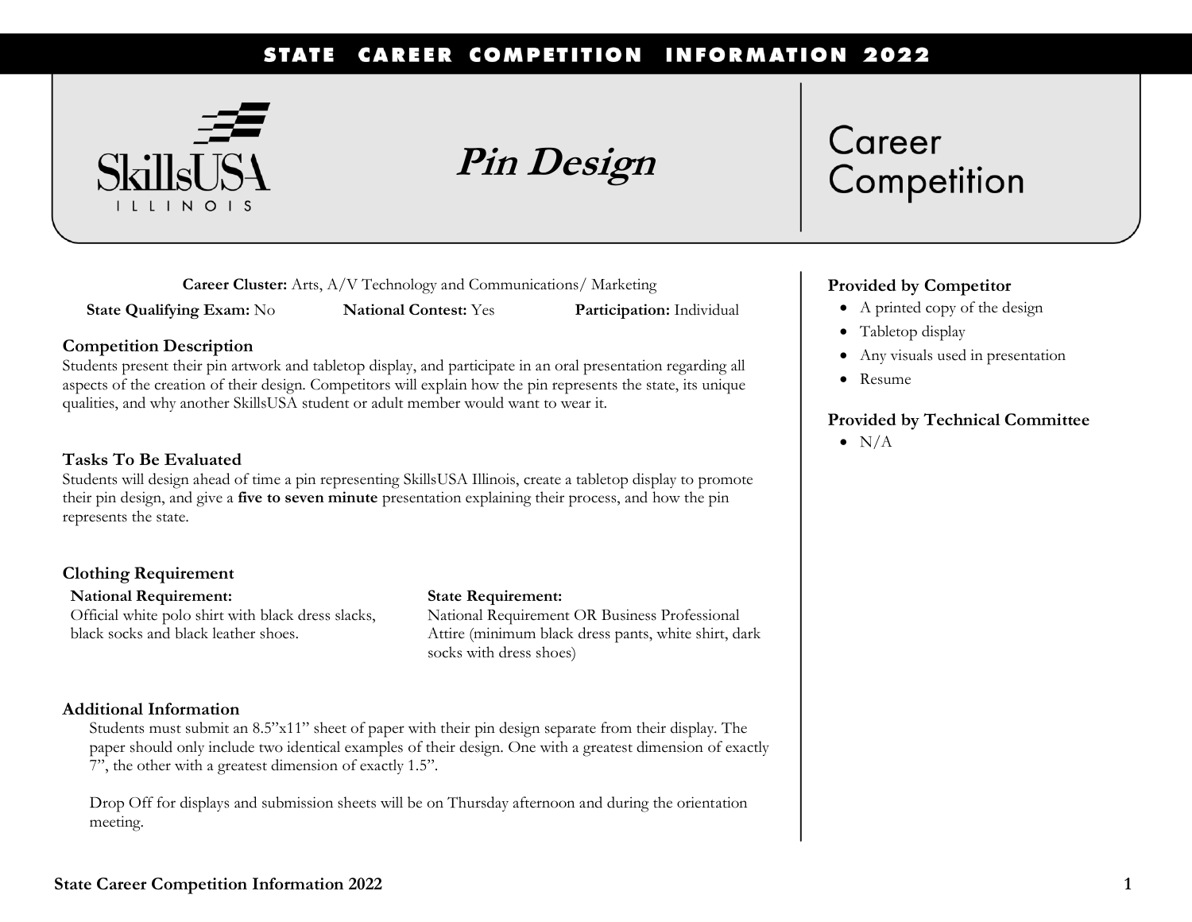# Pin Design

Career Competition

**Career Cluster:** Arts, A/V Technology and Communications/ Marketing

**State Qualifying Exam:** No **National Contest:** Yes **Participation:** Individual

## Competition Description

Students present their pin artwork and tabletop display, and participate in an oral presentation regarding all aspects of the creation of their design. Competitors will explain how the pin represents the state, its unique qualities, and why another SkillsUSA student or adult member would want to wear it.

## Tasks To Be Evaluated

Students will design ahead of time a pin representing SkillsUSA Illinois, create a tabletop display to promote their pin design, and give a **five to seven minute** presentation explaining their process, and how the pin represents the state.

## Clothing Requirement

**National Requirement:**
Official white polo shirt with black dress slacks, black socks and black leather shoes.

**State Requirement:**
National Requirement OR Business Professional Attire (minimum black dress pants, white shirt, dark socks with dress shoes)

## Additional Information

Students must submit an 8.5"x11" sheet of paper with their pin design separate from their display. The paper should only include two identical examples of their design. One with a greatest dimension of exactly 7", the other with a greatest dimension of exactly 1.5".

Drop Off for displays and submission sheets will be on Thursday afternoon and during the orientation meeting.

## Provided by Competitor

- A printed copy of the design
- Tabletop display
- Any visuals used in presentation
- Resume

## Provided by Technical Committee

- N/A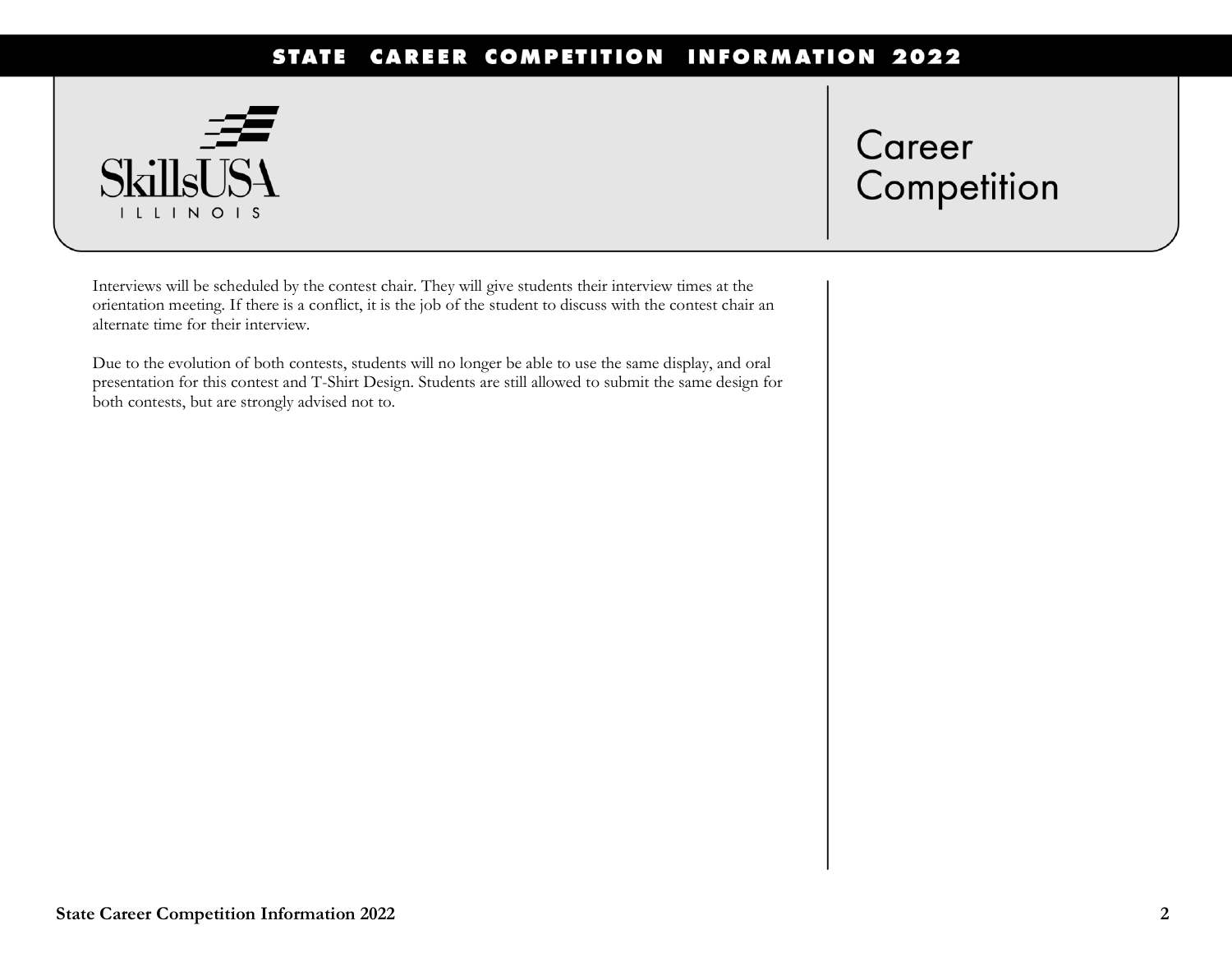Interviews will be scheduled by the contest chair. They will give students their interview times at the orientation meeting. If there is a conflict, it is the job of the student to discuss with the contest chair an alternate time for their interview.

Due to the evolution of both contests, students will no longer be able to use the same display, and oral presentation for this contest and T-Shirt Design. Students are still allowed to submit the same design for both contests, but are strongly advised not to.